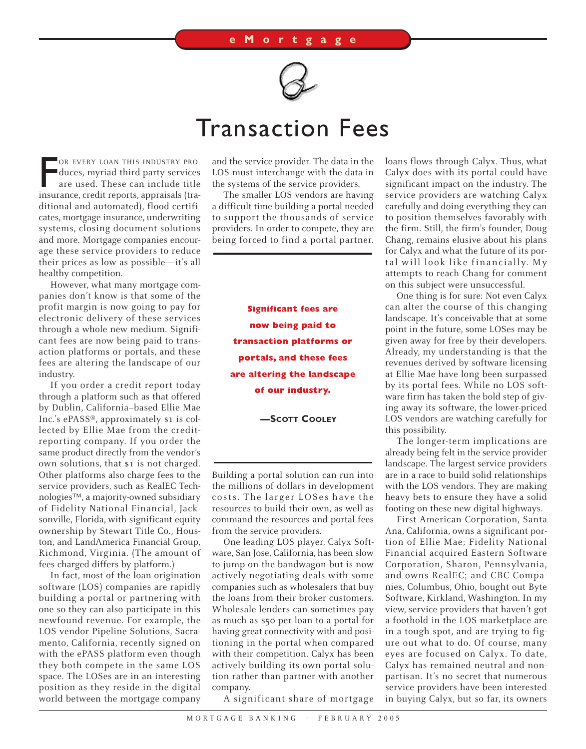# Transaction Fees

For every loan this industry produces, myriad third-party services are used. These can include title insurance, credit reports, appraisals (traditional and automated), flood certificates, mortgage insurance, underwriting systems, closing document solutions and more. Mortgage companies encourage these service providers to reduce their prices as low as possible—it's all healthy competition.

However, what many mortgage companies don't know is that some of the profit margin is now going to pay for electronic delivery of these services through a whole new medium. Significant fees are now being paid to transaction platforms or portals, and these fees are altering the landscape of our industry.

If you order a credit report today through a platform such as that offered by Dublin, California–based Ellie Mae Inc.'s ePASS®, approximately $1 is collected by Ellie Mae from the credit-reporting company. If you order the same product directly from the vendor's own solutions, that $1 is not charged. Other platforms also charge fees to the service providers, such as RealEC Technologies™, a majority-owned subsidiary of Fidelity National Financial, Jacksonville, Florida, with significant equity ownership by Stewart Title Co., Houston, and LandAmerica Financial Group, Richmond, Virginia. (The amount of fees charged differs by platform.)

In fact, most of the loan origination software (LOS) companies are rapidly building a portal or partnering with one so they can also participate in this newfound revenue. For example, the LOS vendor Pipeline Solutions, Sacramento, California, recently signed on with the ePASS platform even though they both compete in the same LOS space. The LOSes are in an interesting position as they reside in the digital world between the mortgage company and the service provider. The data in the LOS must interchange with the data in the systems of the service providers.

The smaller LOS vendors are having a difficult time building a portal needed to support the thousands of service providers. In order to compete, they are being forced to find a portal partner.

> **Significant fees are now being paid to transaction platforms or portals, and these fees are altering the landscape of our industry.**
>
> —Scott Cooley

Building a portal solution can run into the millions of dollars in development costs. The larger LOSes have the resources to build their own, as well as command the resources and portal fees from the service providers.

One leading LOS player, Calyx Software, San Jose, California, has been slow to jump on the bandwagon but is now actively negotiating deals with some companies such as wholesalers that buy the loans from their broker customers. Wholesale lenders can sometimes pay as much as $50 per loan to a portal for having great connectivity with and positioning in the portal when compared with their competition. Calyx has been actively building its own portal solution rather than partner with another company.

A significant share of mortgage loans flows through Calyx. Thus, what Calyx does with its portal could have significant impact on the industry. The service providers are watching Calyx carefully and doing everything they can to position themselves favorably with the firm. Still, the firm's founder, Doug Chang, remains elusive about his plans for Calyx and what the future of its portal will look like financially. My attempts to reach Chang for comment on this subject were unsuccessful.

One thing is for sure: Not even Calyx can alter the course of this changing landscape. It's conceivable that at some point in the future, some LOSes may be given away for free by their developers. Already, my understanding is that the revenues derived by software licensing at Ellie Mae have long been surpassed by its portal fees. While no LOS software firm has taken the bold step of giving away its software, the lower-priced LOS vendors are watching carefully for this possibility.

The longer-term implications are already being felt in the service provider landscape. The largest service providers are in a race to build solid relationships with the LOS vendors. They are making heavy bets to ensure they have a solid footing on these new digital highways.

First American Corporation, Santa Ana, California, owns a significant portion of Ellie Mae; Fidelity National Financial acquired Eastern Software Corporation, Sharon, Pennsylvania, and owns RealEC; and CBC Companies, Columbus, Ohio, bought out Byte Software, Kirkland, Washington. In my view, service providers that haven't got a foothold in the LOS marketplace are in a tough spot, and are trying to figure out what to do. Of course, many eyes are focused on Calyx. To date, Calyx has remained neutral and nonpartisan. It's no secret that numerous service providers have been interested in buying Calyx, but so far, its owners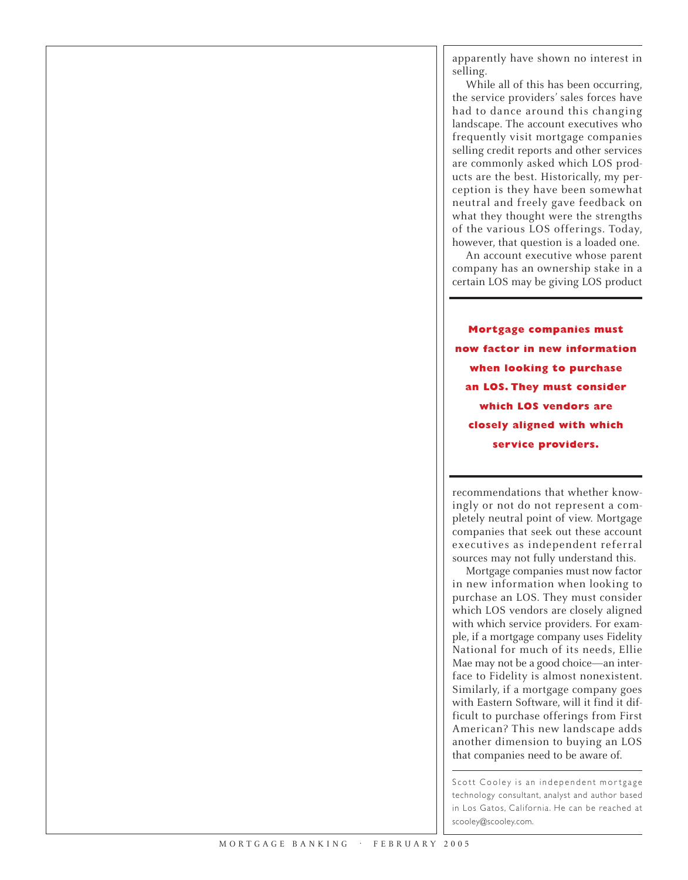apparently have shown no interest in selling.

While all of this has been occurring, the service providers' sales forces have had to dance around this changing landscape. The account executives who frequently visit mortgage companies selling credit reports and other services are commonly asked which LOS products are the best. Historically, my perception is they have been somewhat neutral and freely gave feedback on what they thought were the strengths of the various LOS offerings. Today, however, that question is a loaded one.

An account executive whose parent company has an ownership stake in a certain LOS may be giving LOS product recommendations that whether knowingly or not do not represent a completely neutral point of view. Mortgage companies that seek out these account executives as independent referral sources may not fully understand this.

**Mortgage companies must now factor in new information when looking to purchase an LOS. They must consider which LOS vendors are closely aligned with which service providers.**

Mortgage companies must now factor in new information when looking to purchase an LOS. They must consider which LOS vendors are closely aligned with which service providers. For example, if a mortgage company uses Fidelity National for much of its needs, Ellie Mae may not be a good choice—an interface to Fidelity is almost nonexistent. Similarly, if a mortgage company goes with Eastern Software, will it find it difficult to purchase offerings from First American? This new landscape adds another dimension to buying an LOS that companies need to be aware of.

---

Scott Cooley is an independent mortgage technology consultant, analyst and author based in Los Gatos, California. He can be reached at scooley@scooley.com.